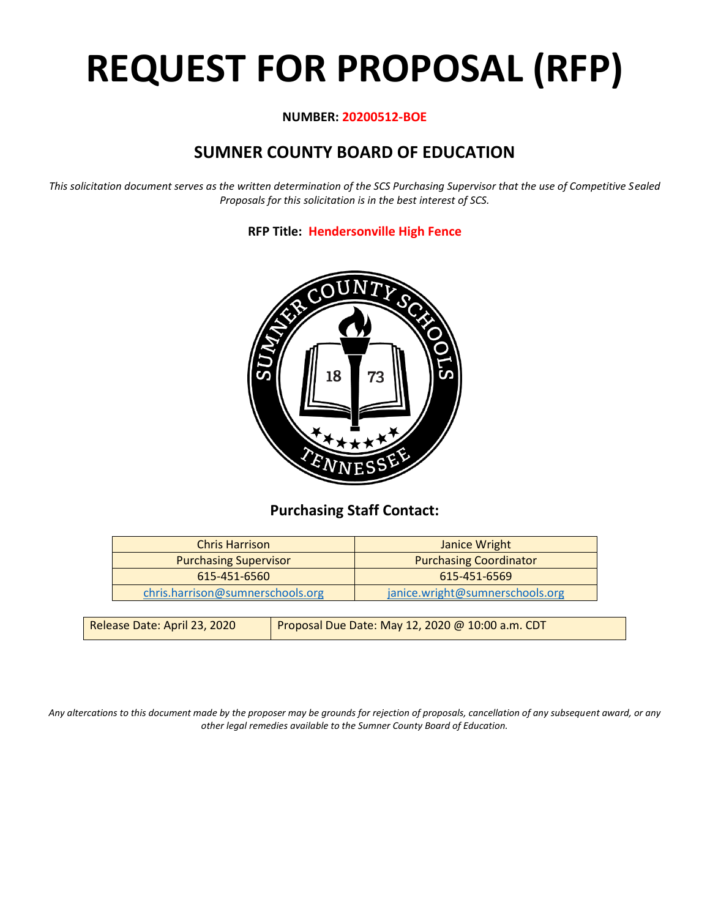# REQUEST FOR PROPOSAL (RFP)

**NUMBER: 20200512-BOE**

## SUMNER COUNTY BOARD OF EDUCATION

*This solicitation document serves as the written determination of the SCS Purchasing Supervisor that the use of Competitive Sealed Proposals for this solicitation is in the best interest of SCS.*

**RFP Title: Hendersonville High Fence**

### Purchasing Staff Contact:

| Chris Harrison | Janice Wright |
|---|---|
| Purchasing Supervisor | Purchasing Coordinator |
| 615-451-6560 | 615-451-6569 |
| chris.harrison@sumnerschools.org | janice.wright@sumnerschools.org |

| Release Date: April 23, 2020 | Proposal Due Date: May 12, 2020 @ 10:00 a.m. CDT |
|---|---|

*Any altercations to this document made by the proposer may be grounds for rejection of proposals, cancellation of any subsequent award, or any other legal remedies available to the Sumner County Board of Education.*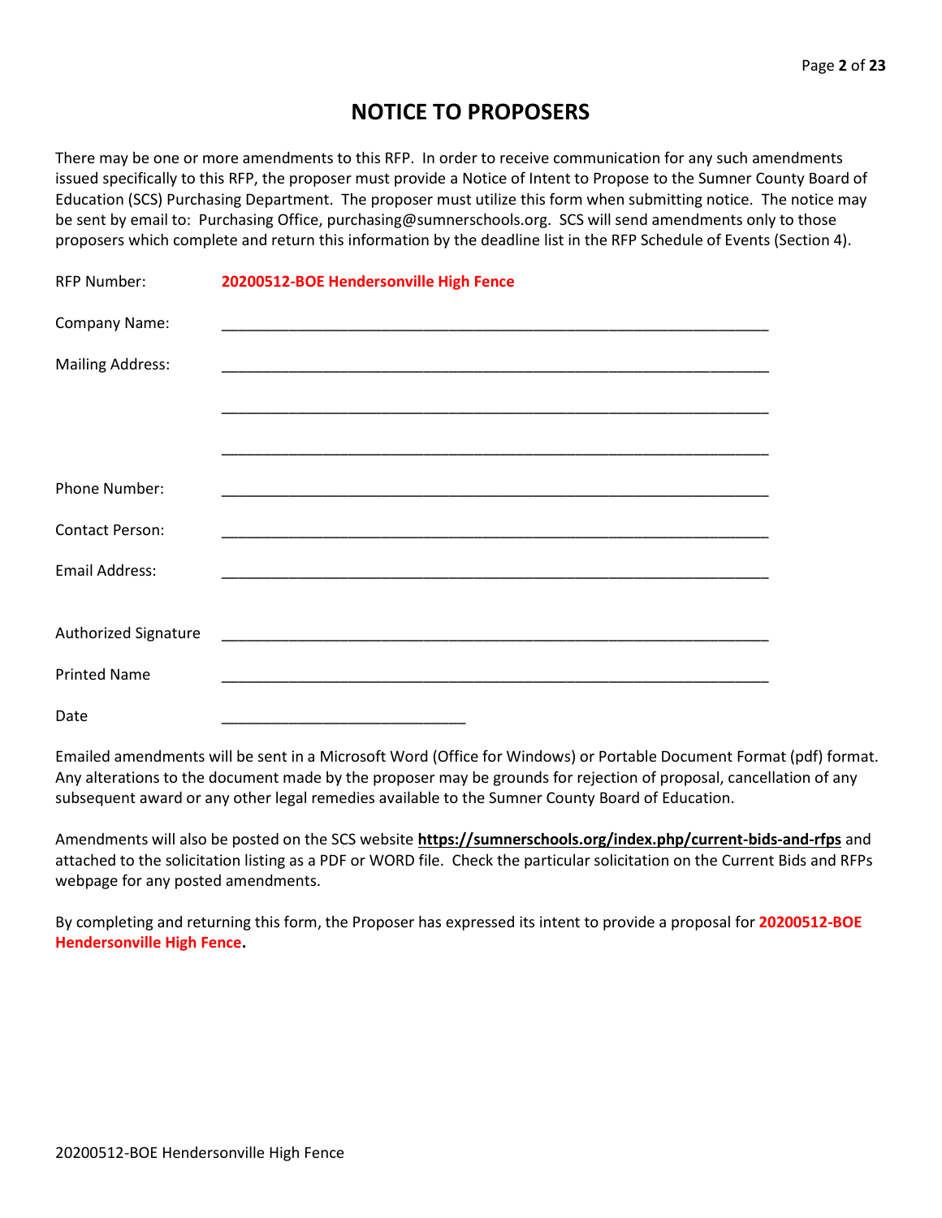# NOTICE TO PROPOSERS

There may be one or more amendments to this RFP. In order to receive communication for any such amendments issued specifically to this RFP, the proposer must provide a Notice of Intent to Propose to the Sumner County Board of Education (SCS) Purchasing Department. The proposer must utilize this form when submitting notice. The notice may be sent by email to: Purchasing Office, purchasing@sumnerschools.org. SCS will send amendments only to those proposers which complete and return this information by the deadline list in the RFP Schedule of Events (Section 4).

RFP Number: **20200512-BOE Hendersonville High Fence**

Company Name: ______________________________________________________________

Mailing Address: ______________________________________________________________

______________________________________________________________

______________________________________________________________

Phone Number: ______________________________________________________________

Contact Person: ______________________________________________________________

Email Address: ______________________________________________________________

Authorized Signature ______________________________________________________________

Printed Name ______________________________________________________________

Date ______________________________

Emailed amendments will be sent in a Microsoft Word (Office for Windows) or Portable Document Format (pdf) format. Any alterations to the document made by the proposer may be grounds for rejection of proposal, cancellation of any subsequent award or any other legal remedies available to the Sumner County Board of Education.

Amendments will also be posted on the SCS website **https://sumnerschools.org/index.php/current-bids-and-rfps** and attached to the solicitation listing as a PDF or WORD file. Check the particular solicitation on the Current Bids and RFPs webpage for any posted amendments.

By completing and returning this form, the Proposer has expressed its intent to provide a proposal for **20200512-BOE Hendersonville High Fence.**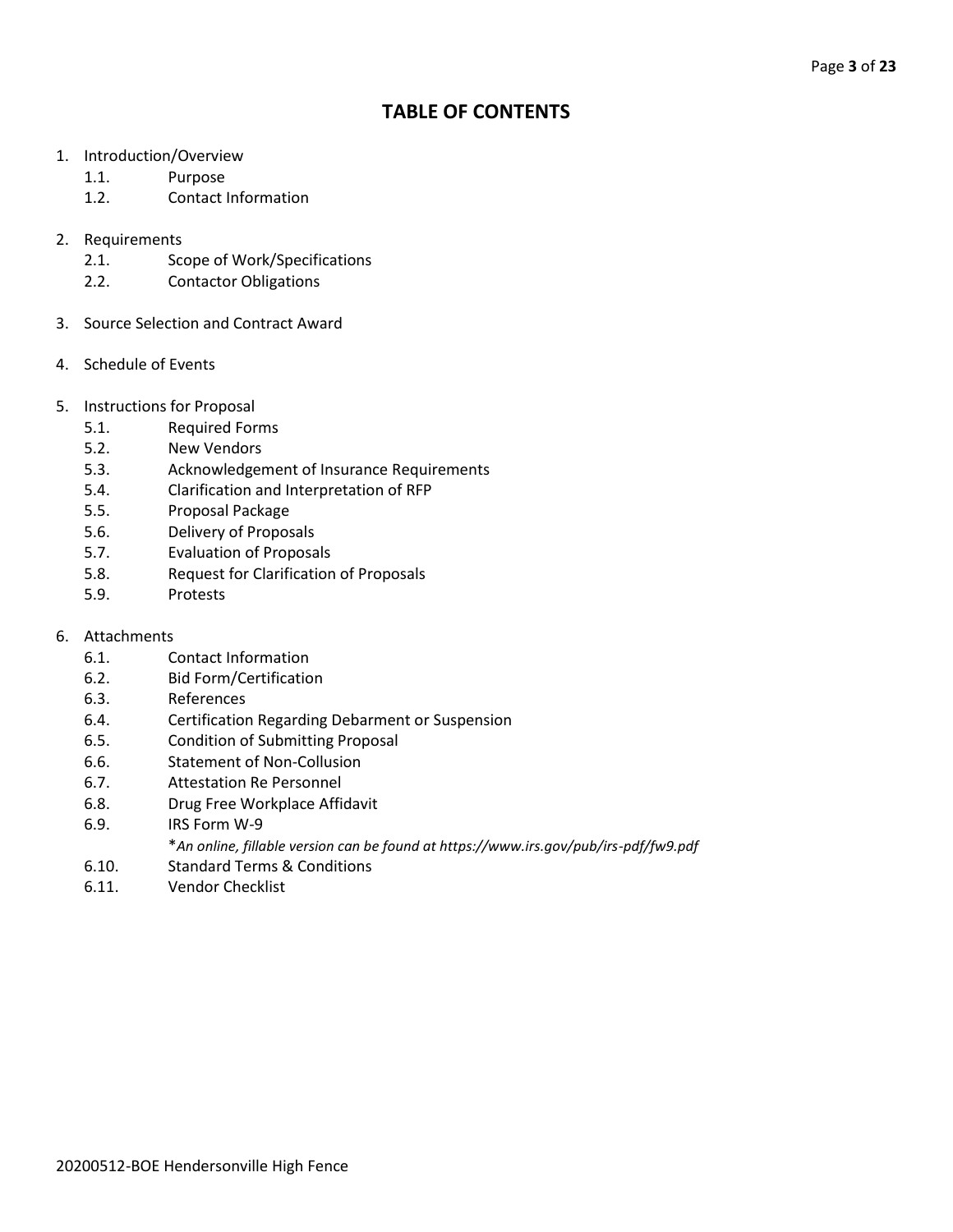# TABLE OF CONTENTS

1. Introduction/Overview
   - 1.1. Purpose
   - 1.2. Contact Information

2. Requirements
   - 2.1. Scope of Work/Specifications
   - 2.2. Contactor Obligations

3. Source Selection and Contract Award

4. Schedule of Events

5. Instructions for Proposal
   - 5.1. Required Forms
   - 5.2. New Vendors
   - 5.3. Acknowledgement of Insurance Requirements
   - 5.4. Clarification and Interpretation of RFP
   - 5.5. Proposal Package
   - 5.6. Delivery of Proposals
   - 5.7. Evaluation of Proposals
   - 5.8. Request for Clarification of Proposals
   - 5.9. Protests

6. Attachments
   - 6.1. Contact Information
   - 6.2. Bid Form/Certification
   - 6.3. References
   - 6.4. Certification Regarding Debarment or Suspension
   - 6.5. Condition of Submitting Proposal
   - 6.6. Statement of Non-Collusion
   - 6.7. Attestation Re Personnel
   - 6.8. Drug Free Workplace Affidavit
   - 6.9. IRS Form W-9
     
     **An online, fillable version can be found at https://www.irs.gov/pub/irs-pdf/fw9.pdf*
   - 6.10. Standard Terms & Conditions
   - 6.11. Vendor Checklist

20200512-BOE Hendersonville High Fence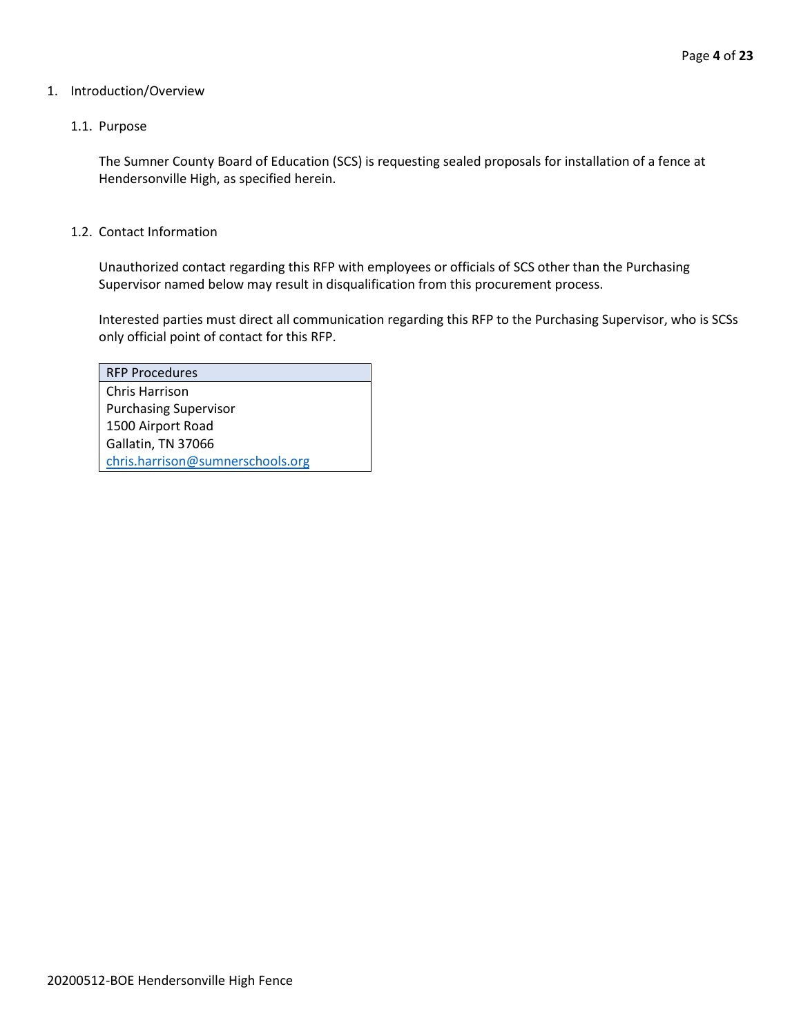# 1. Introduction/Overview

## 1.1. Purpose

The Sumner County Board of Education (SCS) is requesting sealed proposals for installation of a fence at Hendersonville High, as specified herein.

## 1.2. Contact Information

Unauthorized contact regarding this RFP with employees or officials of SCS other than the Purchasing Supervisor named below may result in disqualification from this procurement process.

Interested parties must direct all communication regarding this RFP to the Purchasing Supervisor, who is SCSs only official point of contact for this RFP.

| RFP Procedures |
|---|
| Chris Harrison<br>Purchasing Supervisor<br>1500 Airport Road<br>Gallatin, TN 37066<br>chris.harrison@sumnerschools.org |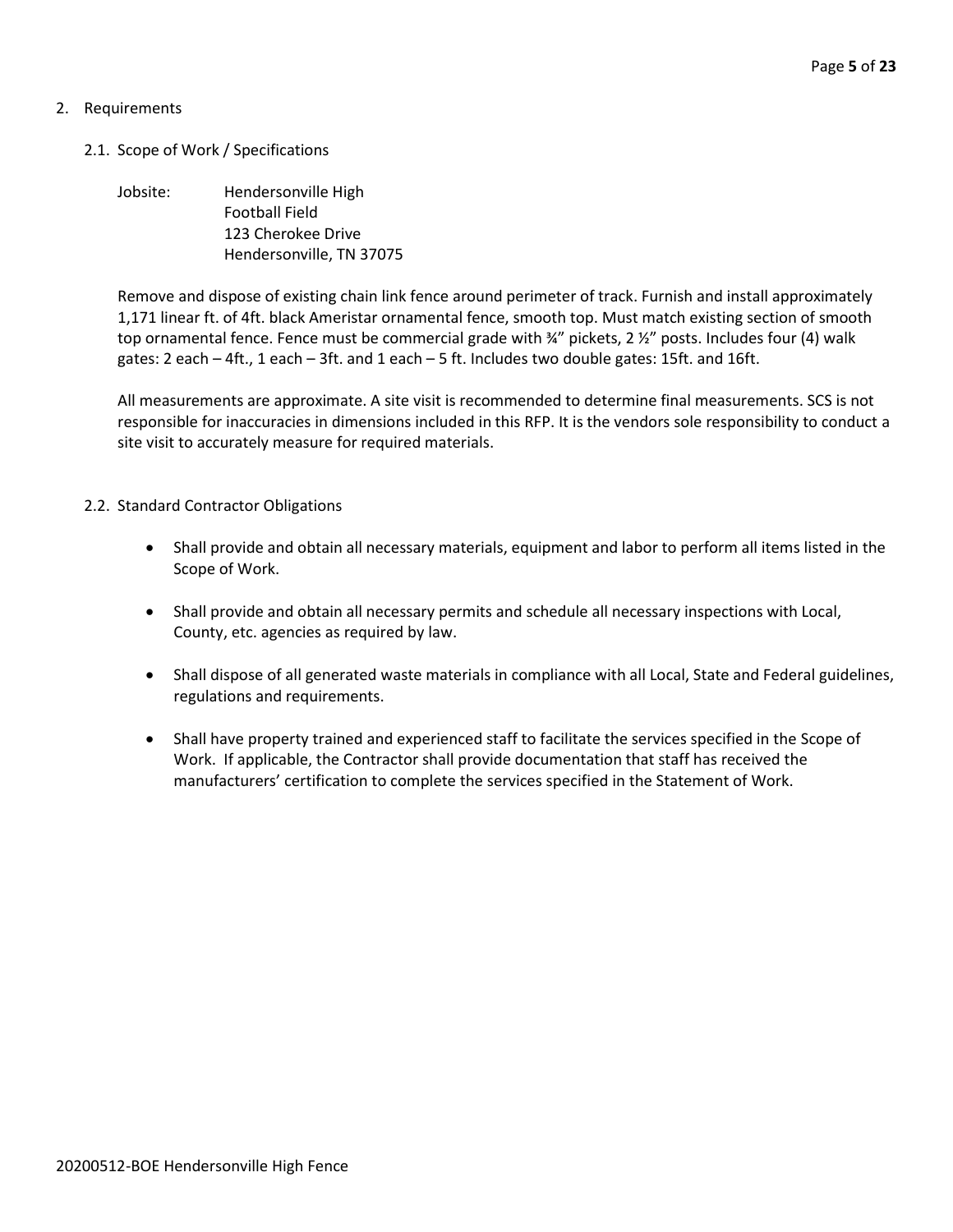## 2. Requirements

### 2.1. Scope of Work / Specifications

Jobsite: Hendersonville High
Football Field
123 Cherokee Drive
Hendersonville, TN 37075

Remove and dispose of existing chain link fence around perimeter of track. Furnish and install approximately 1,171 linear ft. of 4ft. black Ameristar ornamental fence, smooth top. Must match existing section of smooth top ornamental fence. Fence must be commercial grade with ¾" pickets, 2 ½" posts. Includes four (4) walk gates: 2 each – 4ft., 1 each – 3ft. and 1 each – 5 ft. Includes two double gates: 15ft. and 16ft.

All measurements are approximate. A site visit is recommended to determine final measurements. SCS is not responsible for inaccuracies in dimensions included in this RFP. It is the vendors sole responsibility to conduct a site visit to accurately measure for required materials.

### 2.2. Standard Contractor Obligations

- Shall provide and obtain all necessary materials, equipment and labor to perform all items listed in the Scope of Work.
- Shall provide and obtain all necessary permits and schedule all necessary inspections with Local, County, etc. agencies as required by law.
- Shall dispose of all generated waste materials in compliance with all Local, State and Federal guidelines, regulations and requirements.
- Shall have property trained and experienced staff to facilitate the services specified in the Scope of Work. If applicable, the Contractor shall provide documentation that staff has received the manufacturers' certification to complete the services specified in the Statement of Work.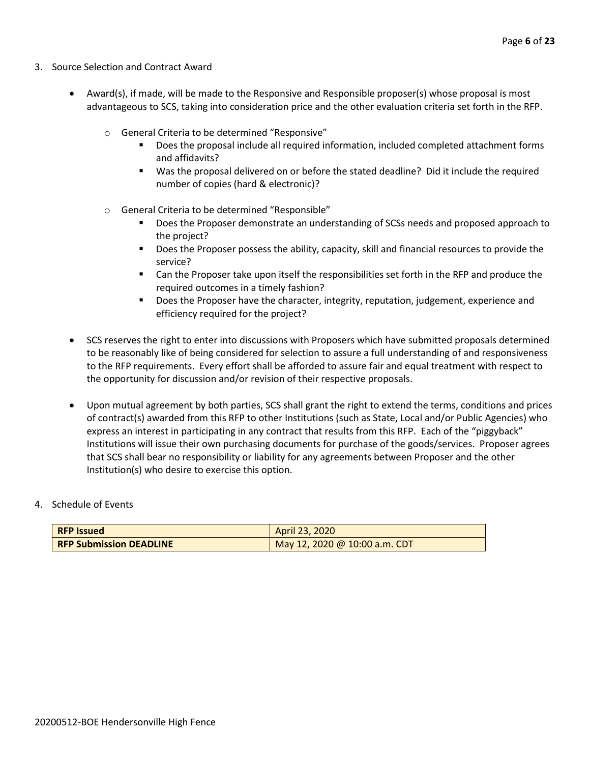3. Source Selection and Contract Award

- Award(s), if made, will be made to the Responsive and Responsible proposer(s) whose proposal is most advantageous to SCS, taking into consideration price and the other evaluation criteria set forth in the RFP.
    - General Criteria to be determined "Responsive"
        - Does the proposal include all required information, included completed attachment forms and affidavits?
        - Was the proposal delivered on or before the stated deadline? Did it include the required number of copies (hard & electronic)?
    - General Criteria to be determined "Responsible"
        - Does the Proposer demonstrate an understanding of SCSs needs and proposed approach to the project?
        - Does the Proposer possess the ability, capacity, skill and financial resources to provide the service?
        - Can the Proposer take upon itself the responsibilities set forth in the RFP and produce the required outcomes in a timely fashion?
        - Does the Proposer have the character, integrity, reputation, judgement, experience and efficiency required for the project?
- SCS reserves the right to enter into discussions with Proposers which have submitted proposals determined to be reasonably like of being considered for selection to assure a full understanding of and responsiveness to the RFP requirements. Every effort shall be afforded to assure fair and equal treatment with respect to the opportunity for discussion and/or revision of their respective proposals.
- Upon mutual agreement by both parties, SCS shall grant the right to extend the terms, conditions and prices of contract(s) awarded from this RFP to other Institutions (such as State, Local and/or Public Agencies) who express an interest in participating in any contract that results from this RFP. Each of the "piggyback" Institutions will issue their own purchasing documents for purchase of the goods/services. Proposer agrees that SCS shall bear no responsibility or liability for any agreements between Proposer and the other Institution(s) who desire to exercise this option.

4. Schedule of Events

| **RFP Issued** | April 23, 2020 |
|---|---|
| **RFP Submission DEADLINE** | May 12, 2020 @ 10:00 a.m. CDT |

20200512-BOE Hendersonville High Fence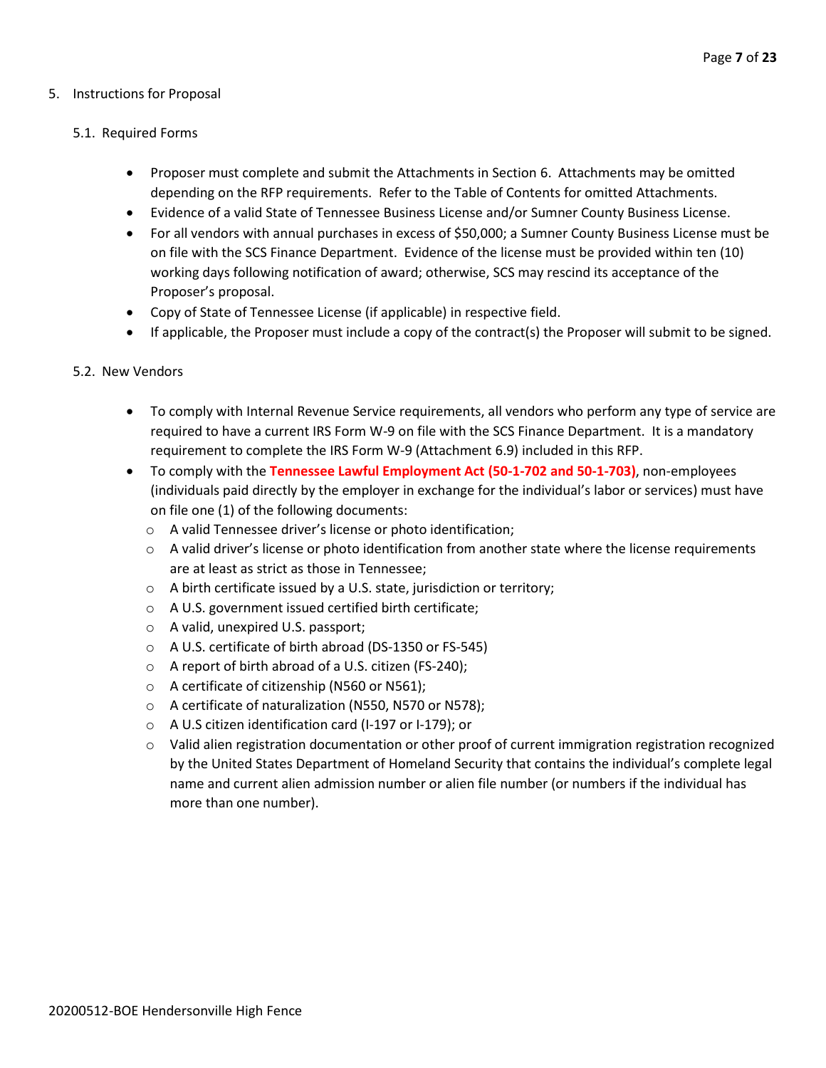## 5. Instructions for Proposal

### 5.1. Required Forms

- Proposer must complete and submit the Attachments in Section 6. Attachments may be omitted depending on the RFP requirements. Refer to the Table of Contents for omitted Attachments.
- Evidence of a valid State of Tennessee Business License and/or Sumner County Business License.
- For all vendors with annual purchases in excess of $50,000; a Sumner County Business License must be on file with the SCS Finance Department. Evidence of the license must be provided within ten (10) working days following notification of award; otherwise, SCS may rescind its acceptance of the Proposer's proposal.
- Copy of State of Tennessee License (if applicable) in respective field.
- If applicable, the Proposer must include a copy of the contract(s) the Proposer will submit to be signed.

### 5.2. New Vendors

- To comply with Internal Revenue Service requirements, all vendors who perform any type of service are required to have a current IRS Form W-9 on file with the SCS Finance Department. It is a mandatory requirement to complete the IRS Form W-9 (Attachment 6.9) included in this RFP.
- To comply with the **Tennessee Lawful Employment Act (50-1-702 and 50-1-703)**, non-employees (individuals paid directly by the employer in exchange for the individual's labor or services) must have on file one (1) of the following documents:
  - A valid Tennessee driver's license or photo identification;
  - A valid driver's license or photo identification from another state where the license requirements are at least as strict as those in Tennessee;
  - A birth certificate issued by a U.S. state, jurisdiction or territory;
  - A U.S. government issued certified birth certificate;
  - A valid, unexpired U.S. passport;
  - A U.S. certificate of birth abroad (DS-1350 or FS-545)
  - A report of birth abroad of a U.S. citizen (FS-240);
  - A certificate of citizenship (N560 or N561);
  - A certificate of naturalization (N550, N570 or N578);
  - A U.S citizen identification card (I-197 or I-179); or
  - Valid alien registration documentation or other proof of current immigration registration recognized by the United States Department of Homeland Security that contains the individual's complete legal name and current alien admission number or alien file number (or numbers if the individual has more than one number).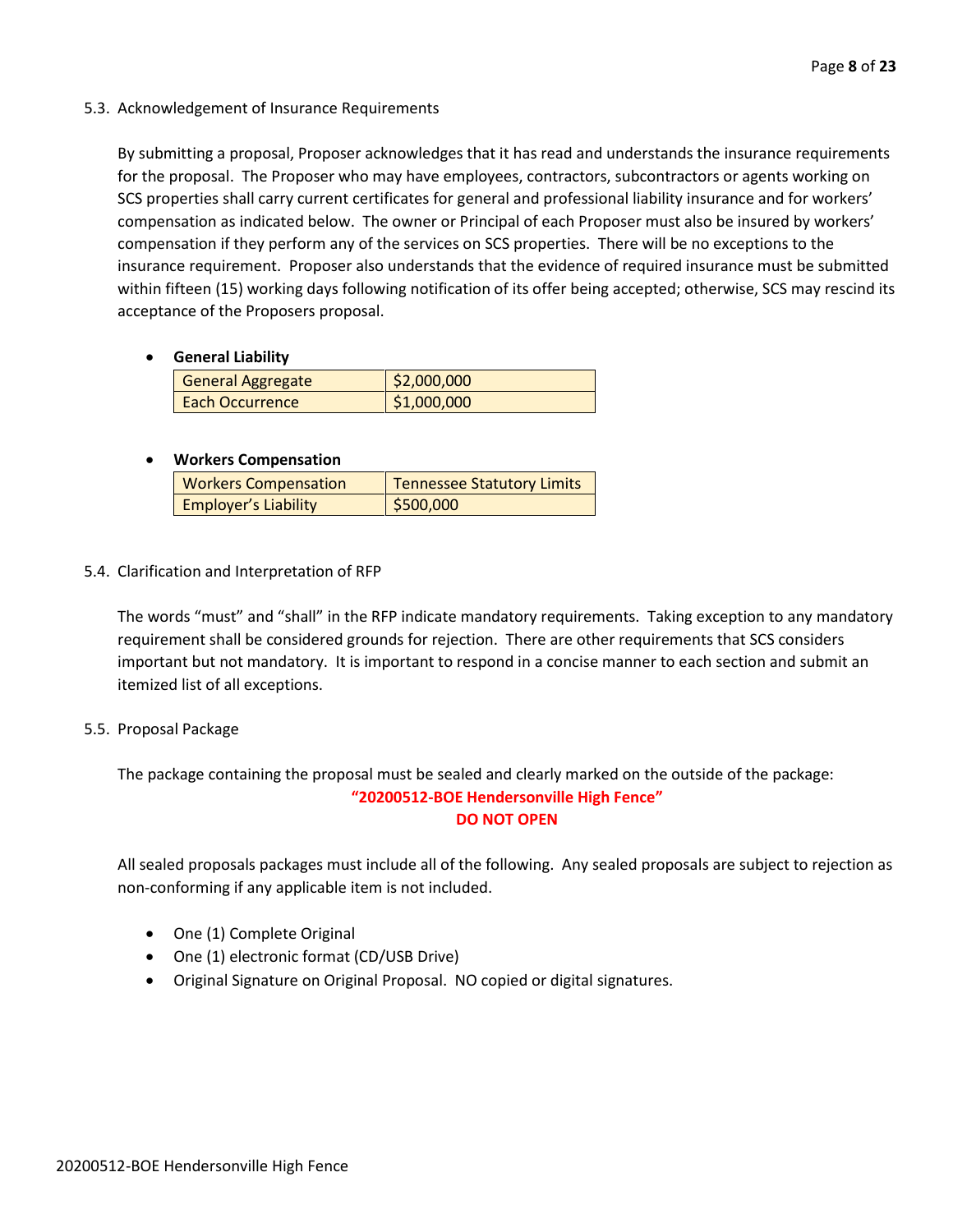### 5.3. Acknowledgement of Insurance Requirements

By submitting a proposal, Proposer acknowledges that it has read and understands the insurance requirements for the proposal. The Proposer who may have employees, contractors, subcontractors or agents working on SCS properties shall carry current certificates for general and professional liability insurance and for workers' compensation as indicated below. The owner or Principal of each Proposer must also be insured by workers' compensation if they perform any of the services on SCS properties. There will be no exceptions to the insurance requirement. Proposer also understands that the evidence of required insurance must be submitted within fifteen (15) working days following notification of its offer being accepted; otherwise, SCS may rescind its acceptance of the Proposers proposal.

- **General Liability**

| General Aggregate | $2,000,000 |
|---|---|
| Each Occurrence | $1,000,000 |

- **Workers Compensation**

| Workers Compensation | Tennessee Statutory Limits |
|---|---|
| Employer's Liability | $500,000 |

### 5.4. Clarification and Interpretation of RFP

The words "must" and "shall" in the RFP indicate mandatory requirements. Taking exception to any mandatory requirement shall be considered grounds for rejection. There are other requirements that SCS considers important but not mandatory. It is important to respond in a concise manner to each section and submit an itemized list of all exceptions.

### 5.5. Proposal Package

The package containing the proposal must be sealed and clearly marked on the outside of the package:

**"20200512-BOE Hendersonville High Fence"**

**DO NOT OPEN**

All sealed proposals packages must include all of the following. Any sealed proposals are subject to rejection as non-conforming if any applicable item is not included.

- One (1) Complete Original
- One (1) electronic format (CD/USB Drive)
- Original Signature on Original Proposal. NO copied or digital signatures.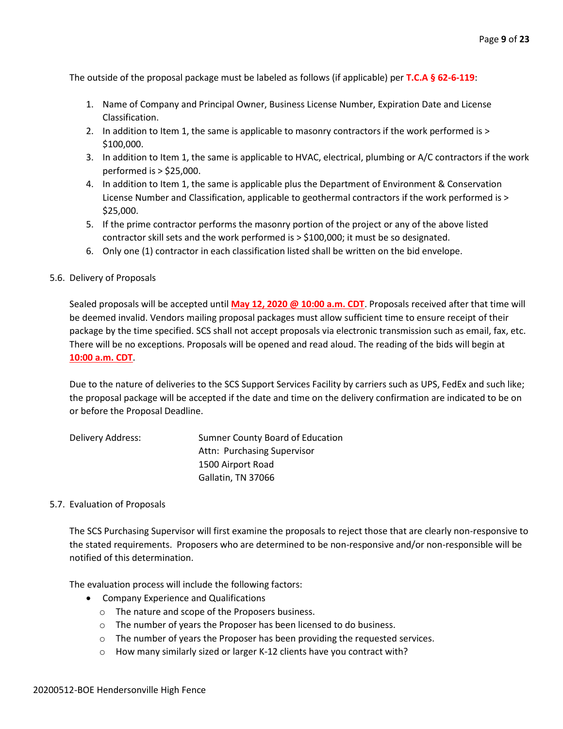The outside of the proposal package must be labeled as follows (if applicable) per **T.C.A § 62-6-119**:

1. Name of Company and Principal Owner, Business License Number, Expiration Date and License Classification.
2. In addition to Item 1, the same is applicable to masonry contractors if the work performed is > $100,000.
3. In addition to Item 1, the same is applicable to HVAC, electrical, plumbing or A/C contractors if the work performed is > $25,000.
4. In addition to Item 1, the same is applicable plus the Department of Environment & Conservation License Number and Classification, applicable to geothermal contractors if the work performed is > $25,000.
5. If the prime contractor performs the masonry portion of the project or any of the above listed contractor skill sets and the work performed is > $100,000; it must be so designated.
6. Only one (1) contractor in each classification listed shall be written on the bid envelope.

5.6. Delivery of Proposals

Sealed proposals will be accepted until **May 12, 2020 @ 10:00 a.m. CDT**. Proposals received after that time will be deemed invalid. Vendors mailing proposal packages must allow sufficient time to ensure receipt of their package by the time specified. SCS shall not accept proposals via electronic transmission such as email, fax, etc. There will be no exceptions. Proposals will be opened and read aloud. The reading of the bids will begin at **10:00 a.m. CDT**.

Due to the nature of deliveries to the SCS Support Services Facility by carriers such as UPS, FedEx and such like; the proposal package will be accepted if the date and time on the delivery confirmation are indicated to be on or before the Proposal Deadline.

Delivery Address:

Sumner County Board of Education
Attn: Purchasing Supervisor
1500 Airport Road
Gallatin, TN 37066

5.7. Evaluation of Proposals

The SCS Purchasing Supervisor will first examine the proposals to reject those that are clearly non-responsive to the stated requirements. Proposers who are determined to be non-responsive and/or non-responsible will be notified of this determination.

The evaluation process will include the following factors:

- Company Experience and Qualifications
  - The nature and scope of the Proposers business.
  - The number of years the Proposer has been licensed to do business.
  - The number of years the Proposer has been providing the requested services.
  - How many similarly sized or larger K-12 clients have you contract with?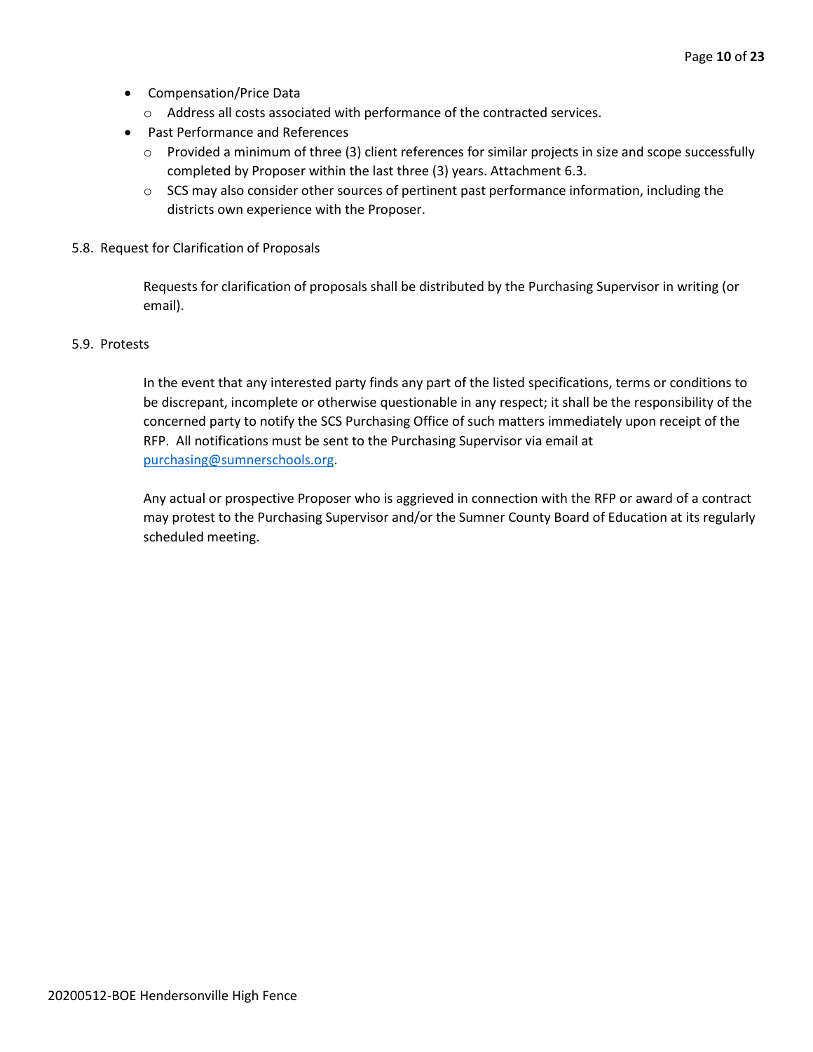- Compensation/Price Data
  - Address all costs associated with performance of the contracted services.
- Past Performance and References
  - Provided a minimum of three (3) client references for similar projects in size and scope successfully completed by Proposer within the last three (3) years. Attachment 6.3.
  - SCS may also consider other sources of pertinent past performance information, including the districts own experience with the Proposer.

5.8. Request for Clarification of Proposals

Requests for clarification of proposals shall be distributed by the Purchasing Supervisor in writing (or email).

5.9. Protests

In the event that any interested party finds any part of the listed specifications, terms or conditions to be discrepant, incomplete or otherwise questionable in any respect; it shall be the responsibility of the concerned party to notify the SCS Purchasing Office of such matters immediately upon receipt of the RFP. All notifications must be sent to the Purchasing Supervisor via email at purchasing@sumnerschools.org.

Any actual or prospective Proposer who is aggrieved in connection with the RFP or award of a contract may protest to the Purchasing Supervisor and/or the Sumner County Board of Education at its regularly scheduled meeting.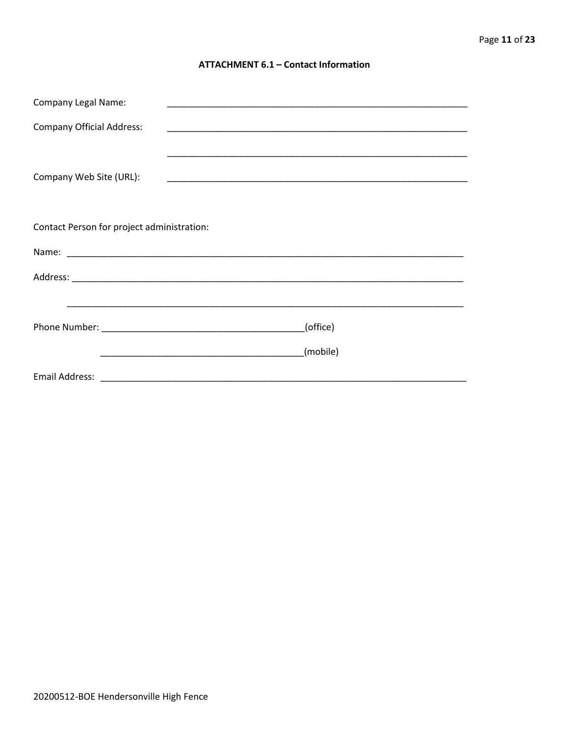### ATTACHMENT 6.1 – Contact Information

Company Legal Name: ____________________________________________________________

Company Official Address: ____________________________________________________________

____________________________________________________________

Company Web Site (URL): ____________________________________________________________

Contact Person for project administration:

Name: ________________________________________________________________________________

Address: ______________________________________________________________________________

________________________________________________________________________________

Phone Number: ________________________________________(office)

________________________________________(mobile)

Email Address: ___________________________________________________________________________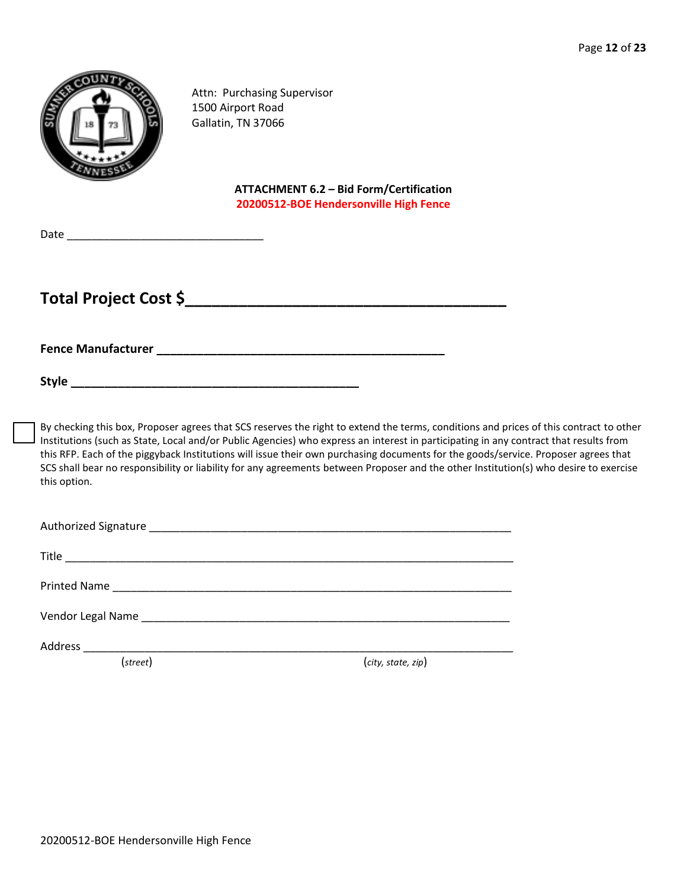Attn: Purchasing Supervisor
1500 Airport Road
Gallatin, TN 37066

**ATTACHMENT 6.2 – Bid Form/Certification**
**20200512-BOE Hendersonville High Fence**

Date ______________________________

## Total Project Cost $___________________________________

**Fence Manufacturer** _____________________________________________

**Style** _____________________________________________

☐ By checking this box, Proposer agrees that SCS reserves the right to extend the terms, conditions and prices of this contract to other Institutions (such as State, Local and/or Public Agencies) who express an interest in participating in any contract that results from this RFP. Each of the piggyback Institutions will issue their own purchasing documents for the goods/service. Proposer agrees that SCS shall bear no responsibility or liability for any agreements between Proposer and the other Institution(s) who desire to exercise this option.

Authorized Signature _______________________________________________________

Title _______________________________________________________________________

Printed Name _______________________________________________________________

Vendor Legal Name ___________________________________________________________

Address ____________________________________________________________________
(*street*) (*city, state, zip*)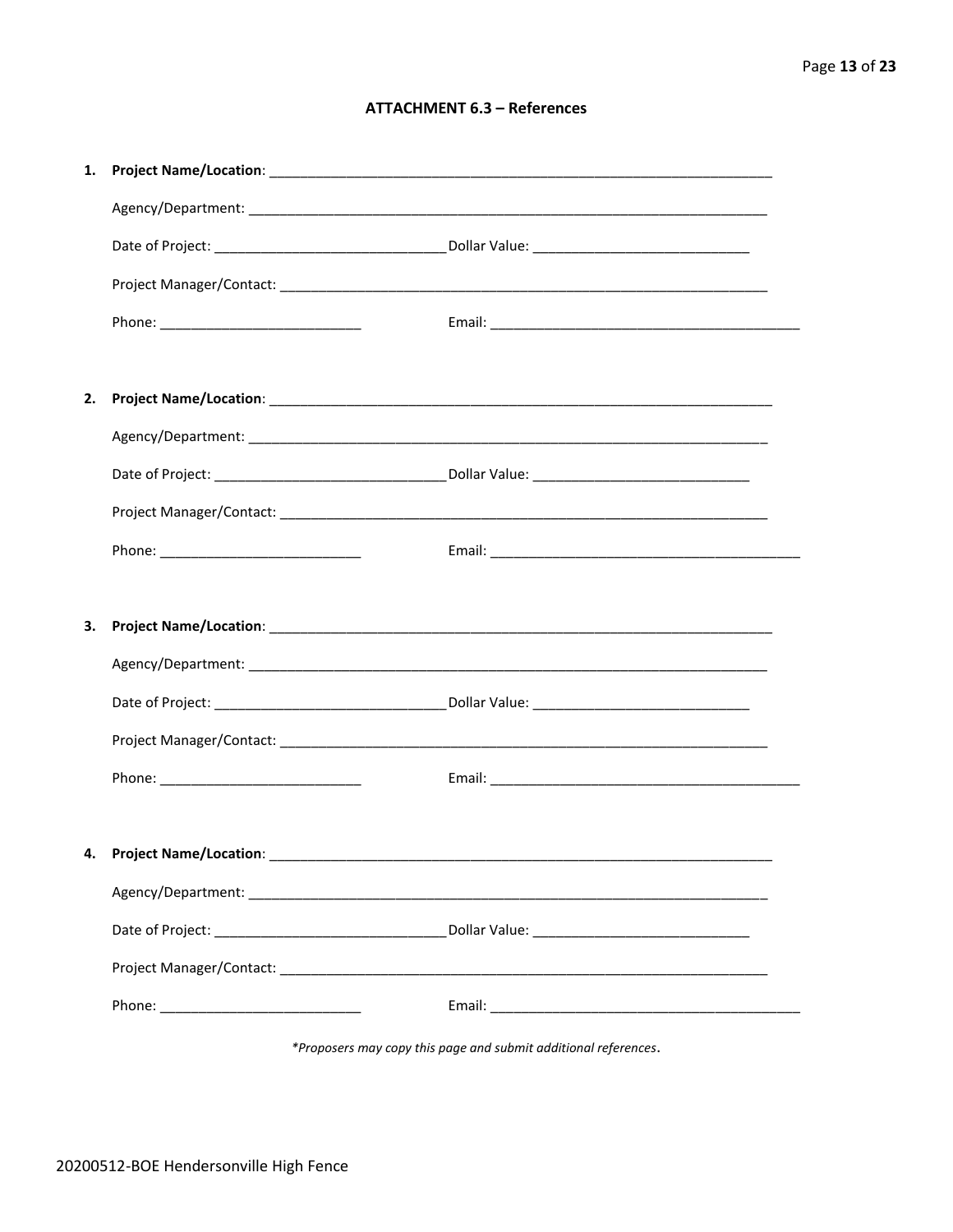## ATTACHMENT 6.3 – References

1. **Project Name/Location**: ____________________________________________________________________

   Agency/Department: ____________________________________________________________________

   Date of Project: ______________________________ Dollar Value: ____________________________

   Project Manager/Contact: _______________________________________________________________

   Phone: __________________________ Email: _________________________________________

2. **Project Name/Location**: ____________________________________________________________________

   Agency/Department: ____________________________________________________________________

   Date of Project: ______________________________ Dollar Value: ____________________________

   Project Manager/Contact: _______________________________________________________________

   Phone: __________________________ Email: _________________________________________

3. **Project Name/Location**: ____________________________________________________________________

   Agency/Department: ____________________________________________________________________

   Date of Project: ______________________________ Dollar Value: ____________________________

   Project Manager/Contact: _______________________________________________________________

   Phone: __________________________ Email: _________________________________________

4. **Project Name/Location**: ____________________________________________________________________

   Agency/Department: ____________________________________________________________________

   Date of Project: ______________________________ Dollar Value: ____________________________

   Project Manager/Contact: _______________________________________________________________

   Phone: __________________________ Email: _________________________________________

*\*Proposers may copy this page and submit additional references*.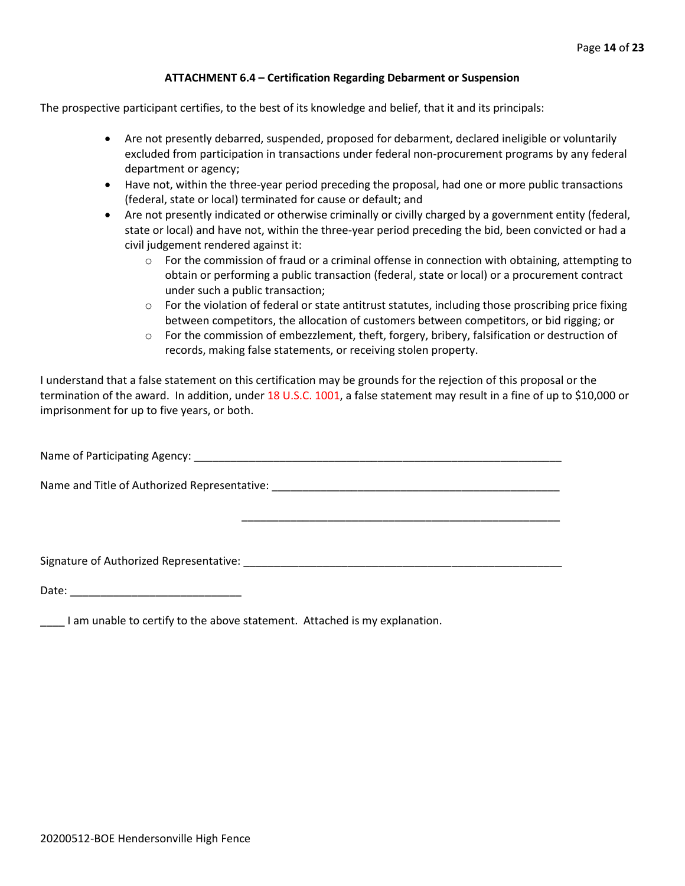### ATTACHMENT 6.4 – Certification Regarding Debarment or Suspension

The prospective participant certifies, to the best of its knowledge and belief, that it and its principals:

- Are not presently debarred, suspended, proposed for debarment, declared ineligible or voluntarily excluded from participation in transactions under federal non-procurement programs by any federal department or agency;
- Have not, within the three-year period preceding the proposal, had one or more public transactions (federal, state or local) terminated for cause or default; and
- Are not presently indicated or otherwise criminally or civilly charged by a government entity (federal, state or local) and have not, within the three-year period preceding the bid, been convicted or had a civil judgement rendered against it:
  - For the commission of fraud or a criminal offense in connection with obtaining, attempting to obtain or performing a public transaction (federal, state or local) or a procurement contract under such a public transaction;
  - For the violation of federal or state antitrust statutes, including those proscribing price fixing between competitors, the allocation of customers between competitors, or bid rigging; or
  - For the commission of embezzlement, theft, forgery, bribery, falsification or destruction of records, making false statements, or receiving stolen property.

I understand that a false statement on this certification may be grounds for the rejection of this proposal or the termination of the award. In addition, under 18 U.S.C. 1001, a false statement may result in a fine of up to $10,000 or imprisonment for up to five years, or both.

Name of Participating Agency: ________________________________________________________________

Name and Title of Authorized Representative: ____________________________________________________

____________________________________________________

Signature of Authorized Representative: ________________________________________________________

Date: ____________________________

____ I am unable to certify to the above statement. Attached is my explanation.

20200512-BOE Hendersonville High Fence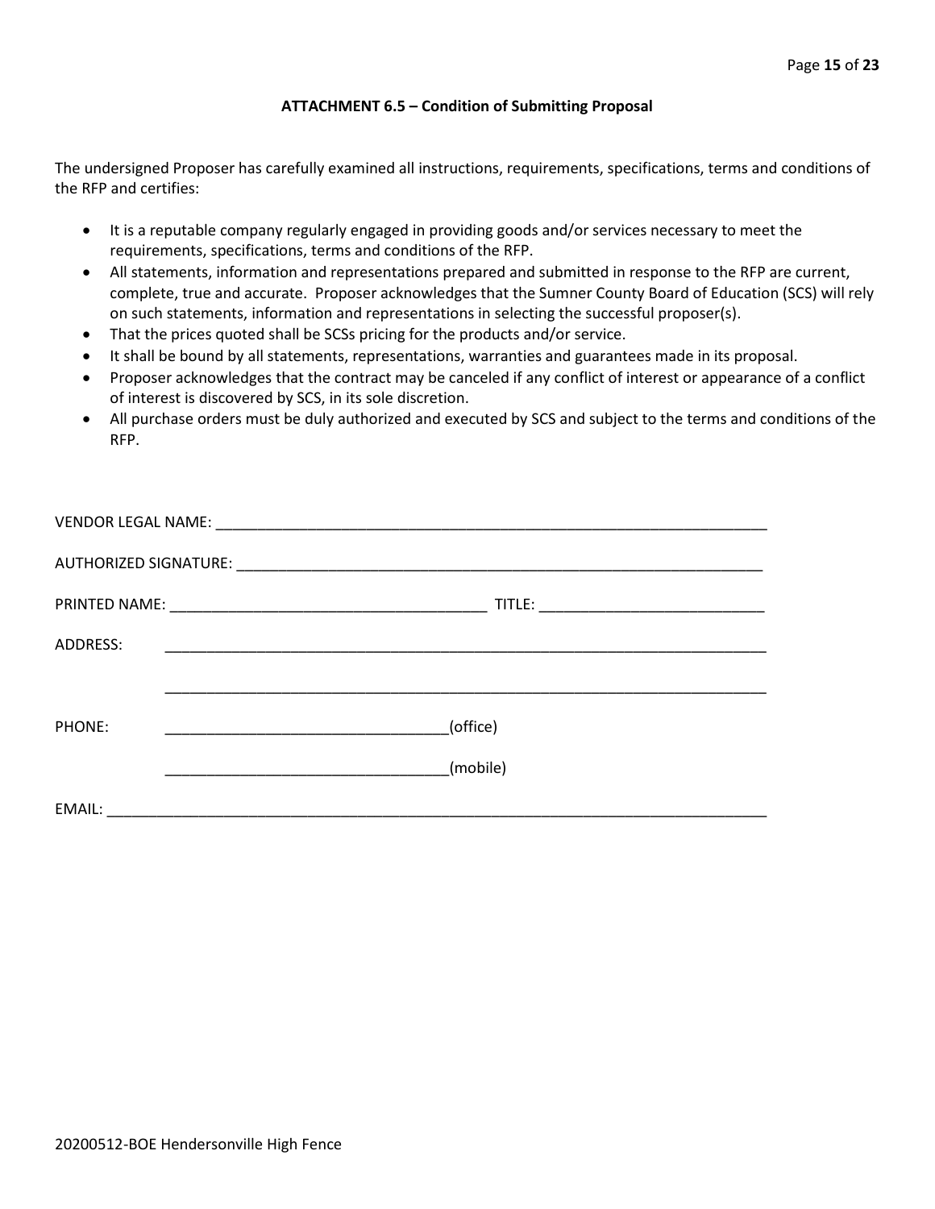### ATTACHMENT 6.5 – Condition of Submitting Proposal

The undersigned Proposer has carefully examined all instructions, requirements, specifications, terms and conditions of the RFP and certifies:

- It is a reputable company regularly engaged in providing goods and/or services necessary to meet the requirements, specifications, terms and conditions of the RFP.
- All statements, information and representations prepared and submitted in response to the RFP are current, complete, true and accurate. Proposer acknowledges that the Sumner County Board of Education (SCS) will rely on such statements, information and representations in selecting the successful proposer(s).
- That the prices quoted shall be SCSs pricing for the products and/or service.
- It shall be bound by all statements, representations, warranties and guarantees made in its proposal.
- Proposer acknowledges that the contract may be canceled if any conflict of interest or appearance of a conflict of interest is discovered by SCS, in its sole discretion.
- All purchase orders must be duly authorized and executed by SCS and subject to the terms and conditions of the RFP.

VENDOR LEGAL NAME: ______________________________________________________________________

AUTHORIZED SIGNATURE: __________________________________________________________________

PRINTED NAME: ______________________________________ TITLE: ___________________________

ADDRESS: ___________________________________________________________________________

___________________________________________________________________________

PHONE: __________________________________(office)

__________________________________(mobile)

EMAIL: _____________________________________________________________________________

20200512-BOE Hendersonville High Fence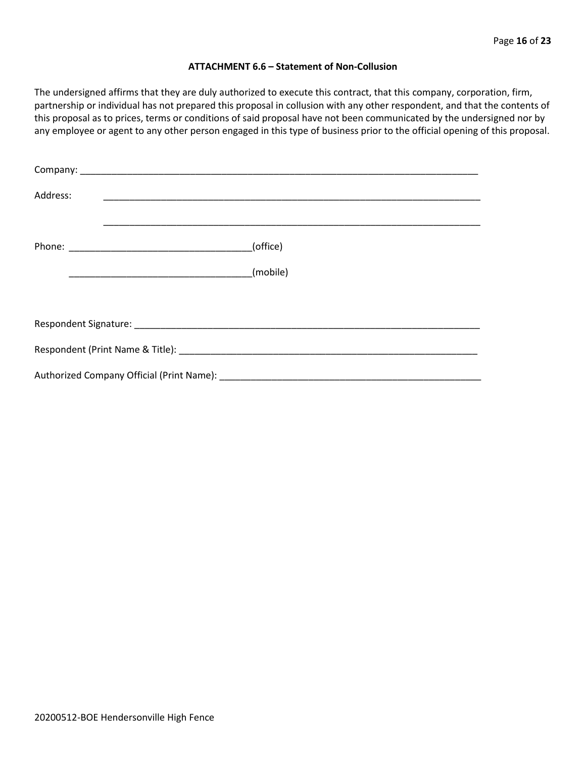**ATTACHMENT 6.6 – Statement of Non-Collusion**

The undersigned affirms that they are duly authorized to execute this contract, that this company, corporation, firm, partnership or individual has not prepared this proposal in collusion with any other respondent, and that the contents of this proposal as to prices, terms or conditions of said proposal have not been communicated by the undersigned nor by any employee or agent to any other person engaged in this type of business prior to the official opening of this proposal.

Company: ______________________________________________________________________________

Address: ______________________________________________________________________________

______________________________________________________________________________

Phone: ___________________________________(office)

___________________________________(mobile)

Respondent Signature: ____________________________________________________________________

Respondent (Print Name & Title): _____________________________________________________________

Authorized Company Official (Print Name): ____________________________________________________

20200512-BOE Hendersonville High Fence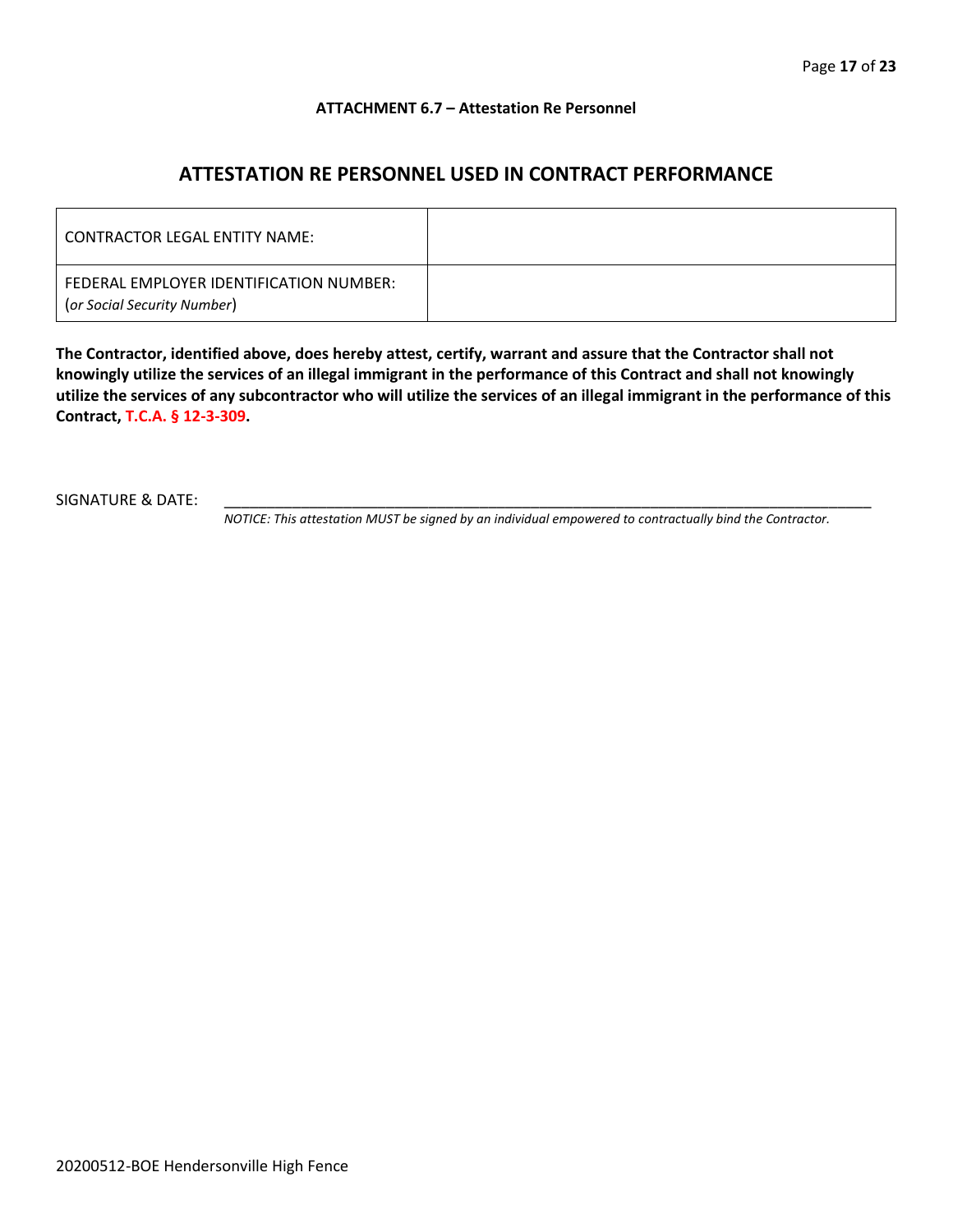**ATTACHMENT 6.7 – Attestation Re Personnel**

## ATTESTATION RE PERSONNEL USED IN CONTRACT PERFORMANCE

| | |
|---|---|
| CONTRACTOR LEGAL ENTITY NAME: | |
| FEDERAL EMPLOYER IDENTIFICATION NUMBER: (*or Social Security Number*) | |

**The Contractor, identified above, does hereby attest, certify, warrant and assure that the Contractor shall not knowingly utilize the services of an illegal immigrant in the performance of this Contract and shall not knowingly utilize the services of any subcontractor who will utilize the services of an illegal immigrant in the performance of this Contract, T.C.A. § 12-3-309.**

SIGNATURE & DATE: ______________________________________________________________

*NOTICE: This attestation MUST be signed by an individual empowered to contractually bind the Contractor.*

20200512-BOE Hendersonville High Fence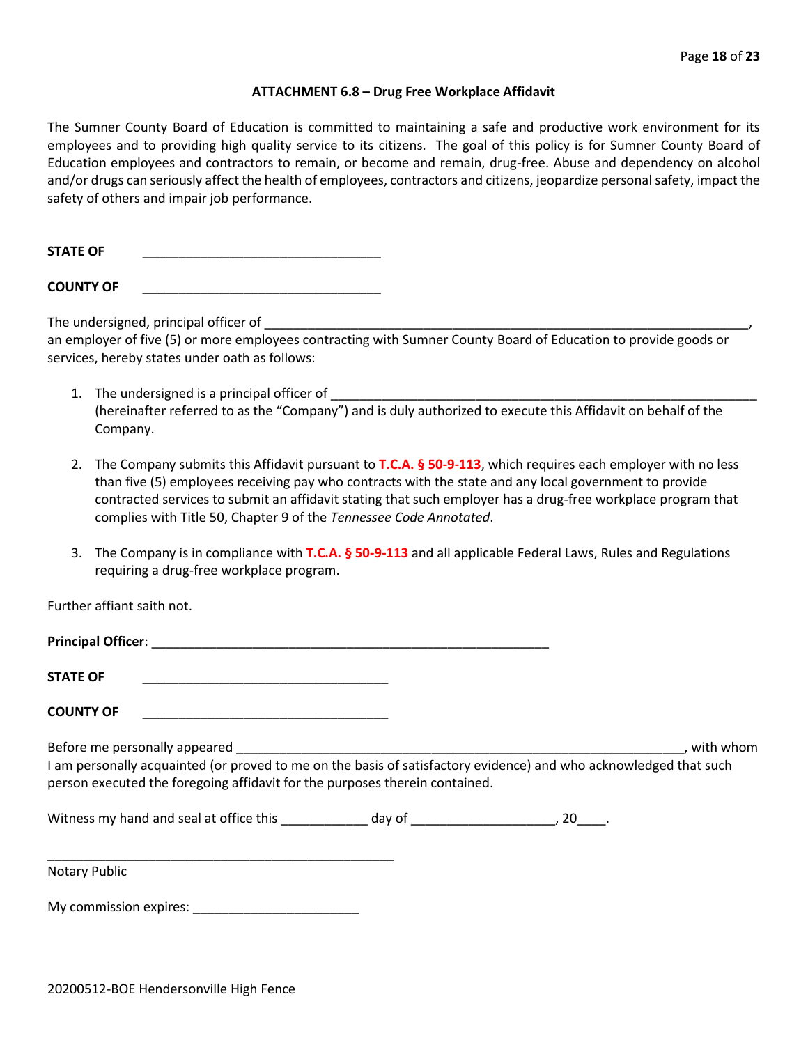### ATTACHMENT 6.8 – Drug Free Workplace Affidavit

The Sumner County Board of Education is committed to maintaining a safe and productive work environment for its employees and to providing high quality service to its citizens. The goal of this policy is for Sumner County Board of Education employees and contractors to remain, or become and remain, drug-free. Abuse and dependency on alcohol and/or drugs can seriously affect the health of employees, contractors and citizens, jeopardize personal safety, impact the safety of others and impair job performance.

**STATE OF** ________________________________

**COUNTY OF** ________________________________

The undersigned, principal officer of ___________________________________________________________________, an employer of five (5) or more employees contracting with Sumner County Board of Education to provide goods or services, hereby states under oath as follows:

1. The undersigned is a principal officer of _________________________________________________________ (hereinafter referred to as the "Company") and is duly authorized to execute this Affidavit on behalf of the Company.

2. The Company submits this Affidavit pursuant to **T.C.A. § 50-9-113**, which requires each employer with no less than five (5) employees receiving pay who contracts with the state and any local government to provide contracted services to submit an affidavit stating that such employer has a drug-free workplace program that complies with Title 50, Chapter 9 of the *Tennessee Code Annotated*.

3. The Company is in compliance with **T.C.A. § 50-9-113** and all applicable Federal Laws, Rules and Regulations requiring a drug-free workplace program.

Further affiant saith not.

**Principal Officer**: ______________________________________________________

**STATE OF** __________________________________

**COUNTY OF** __________________________________

Before me personally appeared ____________________________________________________________, with whom I am personally acquainted (or proved to me on the basis of satisfactory evidence) and who acknowledged that such person executed the foregoing affidavit for the purposes therein contained.

Witness my hand and seal at office this ____________ day of ___________________, 20____.

_______________________________________________

Notary Public

My commission expires: ______________________

20200512-BOE Hendersonville High Fence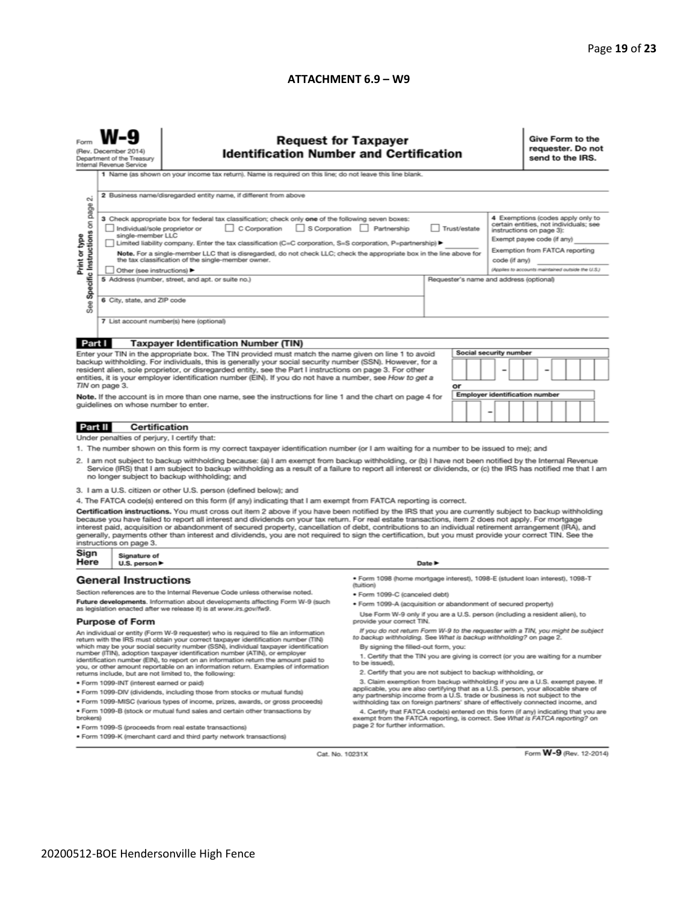## ATTACHMENT 6.9 – W9

Form **W-9**
(Rev. December 2014)
Department of the Treasury
Internal Revenue Service

# Request for Taxpayer Identification Number and Certification

**Give Form to the requester. Do not send to the IRS.**

Print or type
See Specific Instructions on page 2.

1 Name (as shown on your income tax return). Name is required on this line; do not leave this line blank.

2 Business name/disregarded entity name, if different from above

3 Check appropriate box for federal tax classification; check only **one** of the following seven boxes:

☐ Individual/sole proprietor or single-member LLC ☐ C Corporation ☐ S Corporation ☐ Partnership ☐ Trust/estate

☐ Limited liability company. Enter the tax classification (C=C corporation, S=S corporation, P=partnership) ► ________

**Note.** For a single-member LLC that is disregarded, do not check LLC; check the appropriate box in the line above for the tax classification of the single-member owner.

☐ Other (see instructions) ►

4 Exemptions (codes apply only to certain entities, not individuals; see instructions on page 3):

Exempt payee code (if any) ________

Exemption from FATCA reporting code (if any) ________

*(Applies to accounts maintained outside the U.S.)*

5 Address (number, street, and apt. or suite no.)

Requester's name and address (optional)

6 City, state, and ZIP code

7 List account number(s) here (optional)

**Part I Taxpayer Identification Number (TIN)**

Enter your TIN in the appropriate box. The TIN provided must match the name given on line 1 to avoid backup withholding. For individuals, this is generally your social security number (SSN). However, for a resident alien, sole proprietor, or disregarded entity, see the Part I instructions on page 3. For other entities, it is your employer identification number (EIN). If you do not have a number, see *How to get a TIN* on page 3.

**Note.** If the account is in more than one name, see the instructions for line 1 and the chart on page 4 for guidelines on whose number to enter.

**Social security number**

☐☐☐ – ☐☐ – ☐☐☐☐

**or**

**Employer identification number**

☐☐ – ☐☐☐☐☐☐☐

**Part II Certification**

Under penalties of perjury, I certify that:

1. The number shown on this form is my correct taxpayer identification number (or I am waiting for a number to be issued to me); and
2. I am not subject to backup withholding because: (a) I am exempt from backup withholding, or (b) I have not been notified by the Internal Revenue Service (IRS) that I am subject to backup withholding as a result of a failure to report all interest or dividends, or (c) the IRS has notified me that I am no longer subject to backup withholding; and
3. I am a U.S. citizen or other U.S. person (defined below); and
4. The FATCA code(s) entered on this form (if any) indicating that I am exempt from FATCA reporting is correct.

**Certification instructions.** You must cross out item 2 above if you have been notified by the IRS that you are currently subject to backup withholding because you have failed to report all interest and dividends on your tax return. For real estate transactions, item 2 does not apply. For mortgage interest paid, acquisition or abandonment of secured property, cancellation of debt, contributions to an individual retirement arrangement (IRA), and generally, payments other than interest and dividends, you are not required to sign the certification, but you must provide your correct TIN. See the instructions on page 3.

**Sign Here** Signature of U.S. person ► Date ►

## General Instructions

Section references are to the Internal Revenue Code unless otherwise noted.

**Future developments.** Information about developments affecting Form W-9 (such as legislation enacted after we release it) is at *www.irs.gov/fw9*.

### Purpose of Form

An individual or entity (Form W-9 requester) who is required to file an information return with the IRS must obtain your correct taxpayer identification number (TIN) which may be your social security number (SSN), individual taxpayer identification number (ITIN), adoption taxpayer identification number (ATIN), or employer identification number (EIN), to report on an information return the amount paid to you, or other amount reportable on an information return. Examples of information returns include, but are not limited to, the following:

- Form 1099-INT (interest earned or paid)
- Form 1099-DIV (dividends, including those from stocks or mutual funds)
- Form 1099-MISC (various types of income, prizes, awards, or gross proceeds)
- Form 1099-B (stock or mutual fund sales and certain other transactions by brokers)
- Form 1099-S (proceeds from real estate transactions)
- Form 1099-K (merchant card and third party network transactions)
- Form 1098 (home mortgage interest), 1098-E (student loan interest), 1098-T (tuition)
- Form 1099-C (canceled debt)
- Form 1099-A (acquisition or abandonment of secured property)

Use Form W-9 only if you are a U.S. person (including a resident alien), to provide your correct TIN.

*If you do not return Form W-9 to the requester with a TIN, you might be subject to backup withholding. See What is backup withholding? on page 2.*

By signing the filled-out form, you:

1. Certify that the TIN you are giving is correct (or you are waiting for a number to be issued),
2. Certify that you are not subject to backup withholding, or
3. Claim exemption from backup withholding if you are a U.S. exempt payee. If applicable, you are also certifying that as a U.S. person, your allocable share of any partnership income from a U.S. trade or business is not subject to the withholding tax on foreign partners' share of effectively connected income, and
4. Certify that FATCA code(s) entered on this form (if any) indicating that you are exempt from the FATCA reporting, is correct. See *What is FATCA reporting?* on page 2 for further information.

Cat. No. 10231X Form **W-9** (Rev. 12-2014)

20200512-BOE Hendersonville High Fence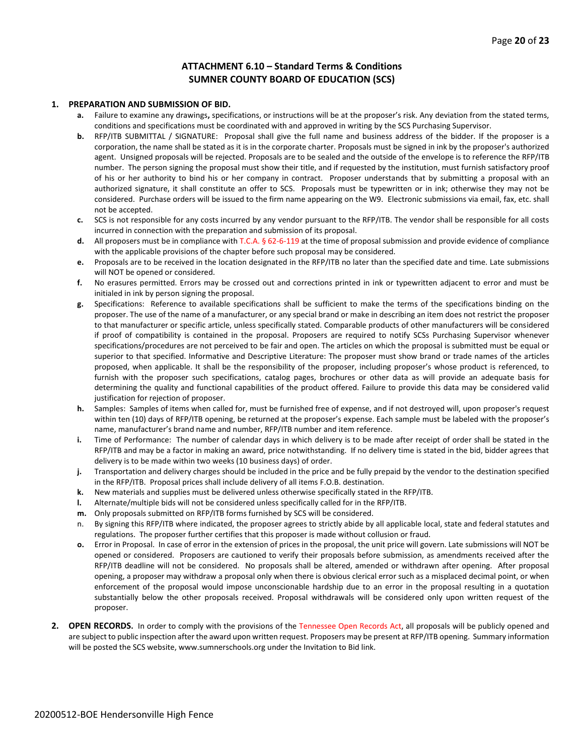## ATTACHMENT 6.10 – Standard Terms & Conditions
## SUMNER COUNTY BOARD OF EDUCATION (SCS)

**1. PREPARATION AND SUBMISSION OF BID.**

- **a.** Failure to examine any drawings**,** specifications, or instructions will be at the proposer's risk. Any deviation from the stated terms, conditions and specifications must be coordinated with and approved in writing by the SCS Purchasing Supervisor.
- **b.** RFP/ITB SUBMITTAL / SIGNATURE: Proposal shall give the full name and business address of the bidder. If the proposer is a corporation, the name shall be stated as it is in the corporate charter. Proposals must be signed in ink by the proposer's authorized agent. Unsigned proposals will be rejected. Proposals are to be sealed and the outside of the envelope is to reference the RFP/ITB number. The person signing the proposal must show their title, and if requested by the institution, must furnish satisfactory proof of his or her authority to bind his or her company in contract. Proposer understands that by submitting a proposal with an authorized signature, it shall constitute an offer to SCS. Proposals must be typewritten or in ink; otherwise they may not be considered. Purchase orders will be issued to the firm name appearing on the W9. Electronic submissions via email, fax, etc. shall not be accepted.
- **c.** SCS is not responsible for any costs incurred by any vendor pursuant to the RFP/ITB. The vendor shall be responsible for all costs incurred in connection with the preparation and submission of its proposal.
- **d.** All proposers must be in compliance with T.C.A. § 62-6-119 at the time of proposal submission and provide evidence of compliance with the applicable provisions of the chapter before such proposal may be considered.
- **e.** Proposals are to be received in the location designated in the RFP/ITB no later than the specified date and time. Late submissions will NOT be opened or considered.
- **f.** No erasures permitted. Errors may be crossed out and corrections printed in ink or typewritten adjacent to error and must be initialed in ink by person signing the proposal.
- **g.** Specifications: Reference to available specifications shall be sufficient to make the terms of the specifications binding on the proposer. The use of the name of a manufacturer, or any special brand or make in describing an item does not restrict the proposer to that manufacturer or specific article, unless specifically stated. Comparable products of other manufacturers will be considered if proof of compatibility is contained in the proposal. Proposers are required to notify SCSs Purchasing Supervisor whenever specifications/procedures are not perceived to be fair and open. The articles on which the proposal is submitted must be equal or superior to that specified. Informative and Descriptive Literature: The proposer must show brand or trade names of the articles proposed, when applicable. It shall be the responsibility of the proposer, including proposer's whose product is referenced, to furnish with the proposer such specifications, catalog pages, brochures or other data as will provide an adequate basis for determining the quality and functional capabilities of the product offered. Failure to provide this data may be considered valid justification for rejection of proposer.
- **h.** Samples: Samples of items when called for, must be furnished free of expense, and if not destroyed will, upon proposer's request within ten (10) days of RFP/ITB opening, be returned at the proposer's expense. Each sample must be labeled with the proposer's name, manufacturer's brand name and number, RFP/ITB number and item reference.
- **i.** Time of Performance: The number of calendar days in which delivery is to be made after receipt of order shall be stated in the RFP/ITB and may be a factor in making an award, price notwithstanding. If no delivery time is stated in the bid, bidder agrees that delivery is to be made within two weeks (10 business days) of order.
- **j.** Transportation and delivery charges should be included in the price and be fully prepaid by the vendor to the destination specified in the RFP/ITB. Proposal prices shall include delivery of all items F.O.B. destination.
- **k.** New materials and supplies must be delivered unless otherwise specifically stated in the RFP/ITB.
- **l.** Alternate/multiple bids will not be considered unless specifically called for in the RFP/ITB.
- **m.** Only proposals submitted on RFP/ITB forms furnished by SCS will be considered.
- n. By signing this RFP/ITB where indicated, the proposer agrees to strictly abide by all applicable local, state and federal statutes and regulations. The proposer further certifies that this proposer is made without collusion or fraud.
- **o.** Error in Proposal. In case of error in the extension of prices in the proposal, the unit price will govern. Late submissions will NOT be opened or considered. Proposers are cautioned to verify their proposals before submission, as amendments received after the RFP/ITB deadline will not be considered. No proposals shall be altered, amended or withdrawn after opening. After proposal opening, a proposer may withdraw a proposal only when there is obvious clerical error such as a misplaced decimal point, or when enforcement of the proposal would impose unconscionable hardship due to an error in the proposal resulting in a quotation substantially below the other proposals received. Proposal withdrawals will be considered only upon written request of the proposer.

**2. OPEN RECORDS.** In order to comply with the provisions of the Tennessee Open Records Act, all proposals will be publicly opened and are subject to public inspection after the award upon written request. Proposers may be present at RFP/ITB opening. Summary information will be posted the SCS website, www.sumnerschools.org under the Invitation to Bid link.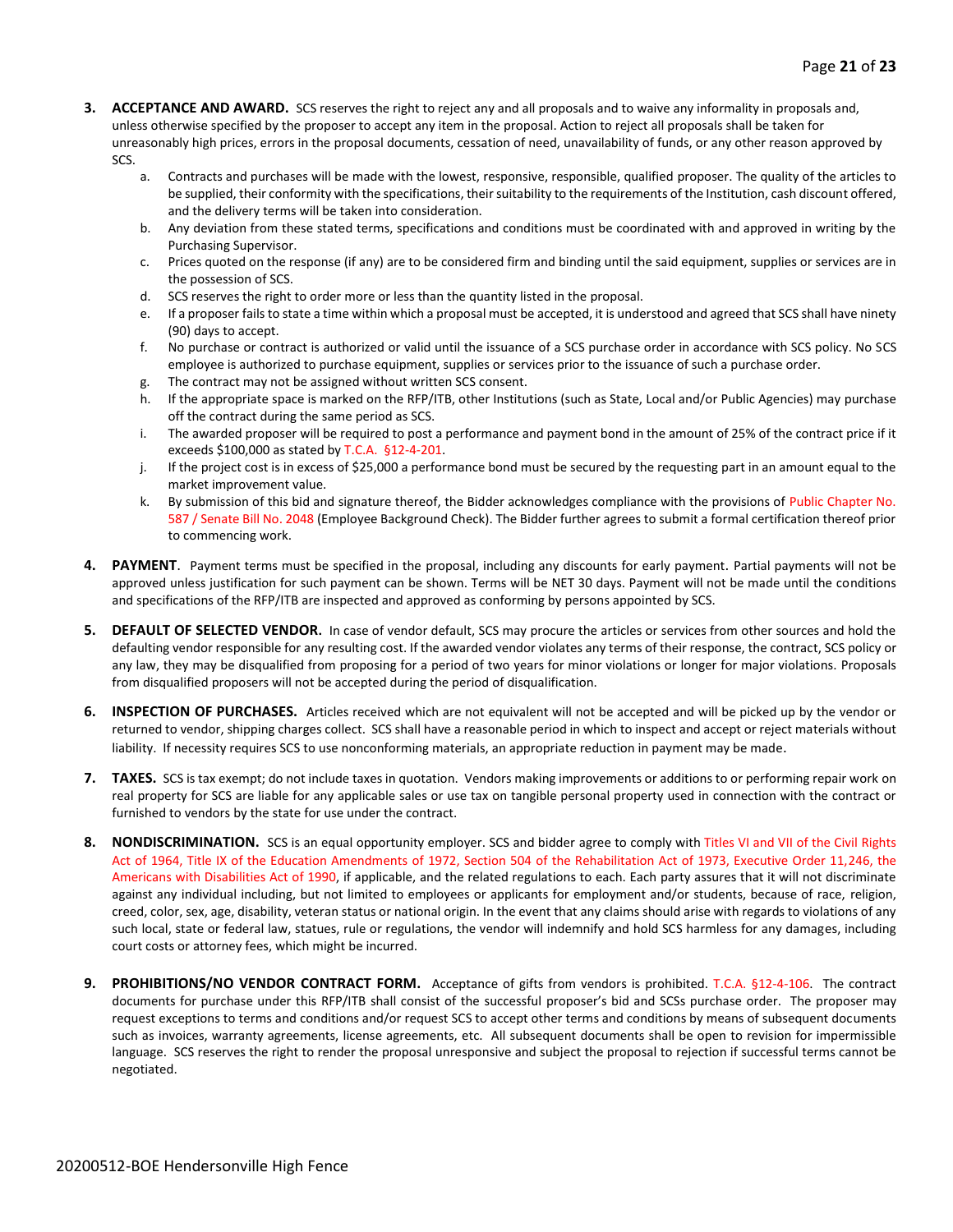3. **ACCEPTANCE AND AWARD.** SCS reserves the right to reject any and all proposals and to waive any informality in proposals and, unless otherwise specified by the proposer to accept any item in the proposal. Action to reject all proposals shall be taken for unreasonably high prices, errors in the proposal documents, cessation of need, unavailability of funds, or any other reason approved by SCS.
   a. Contracts and purchases will be made with the lowest, responsive, responsible, qualified proposer. The quality of the articles to be supplied, their conformity with the specifications, their suitability to the requirements of the Institution, cash discount offered, and the delivery terms will be taken into consideration.
   b. Any deviation from these stated terms, specifications and conditions must be coordinated with and approved in writing by the Purchasing Supervisor.
   c. Prices quoted on the response (if any) are to be considered firm and binding until the said equipment, supplies or services are in the possession of SCS.
   d. SCS reserves the right to order more or less than the quantity listed in the proposal.
   e. If a proposer fails to state a time within which a proposal must be accepted, it is understood and agreed that SCS shall have ninety (90) days to accept.
   f. No purchase or contract is authorized or valid until the issuance of a SCS purchase order in accordance with SCS policy. No SCS employee is authorized to purchase equipment, supplies or services prior to the issuance of such a purchase order.
   g. The contract may not be assigned without written SCS consent.
   h. If the appropriate space is marked on the RFP/ITB, other Institutions (such as State, Local and/or Public Agencies) may purchase off the contract during the same period as SCS.
   i. The awarded proposer will be required to post a performance and payment bond in the amount of 25% of the contract price if it exceeds $100,000 as stated by T.C.A. §12-4-201.
   j. If the project cost is in excess of $25,000 a performance bond must be secured by the requesting part in an amount equal to the market improvement value.
   k. By submission of this bid and signature thereof, the Bidder acknowledges compliance with the provisions of Public Chapter No. 587 / Senate Bill No. 2048 (Employee Background Check). The Bidder further agrees to submit a formal certification thereof prior to commencing work.

4. **PAYMENT**. Payment terms must be specified in the proposal, including any discounts for early payment. Partial payments will not be approved unless justification for such payment can be shown. Terms will be NET 30 days. Payment will not be made until the conditions and specifications of the RFP/ITB are inspected and approved as conforming by persons appointed by SCS.

5. **DEFAULT OF SELECTED VENDOR.** In case of vendor default, SCS may procure the articles or services from other sources and hold the defaulting vendor responsible for any resulting cost. If the awarded vendor violates any terms of their response, the contract, SCS policy or any law, they may be disqualified from proposing for a period of two years for minor violations or longer for major violations. Proposals from disqualified proposers will not be accepted during the period of disqualification.

6. **INSPECTION OF PURCHASES.** Articles received which are not equivalent will not be accepted and will be picked up by the vendor or returned to vendor, shipping charges collect. SCS shall have a reasonable period in which to inspect and accept or reject materials without liability. If necessity requires SCS to use nonconforming materials, an appropriate reduction in payment may be made.

7. **TAXES.** SCS is tax exempt; do not include taxes in quotation. Vendors making improvements or additions to or performing repair work on real property for SCS are liable for any applicable sales or use tax on tangible personal property used in connection with the contract or furnished to vendors by the state for use under the contract.

8. **NONDISCRIMINATION.** SCS is an equal opportunity employer. SCS and bidder agree to comply with Titles VI and VII of the Civil Rights Act of 1964, Title IX of the Education Amendments of 1972, Section 504 of the Rehabilitation Act of 1973, Executive Order 11,246, the Americans with Disabilities Act of 1990, if applicable, and the related regulations to each. Each party assures that it will not discriminate against any individual including, but not limited to employees or applicants for employment and/or students, because of race, religion, creed, color, sex, age, disability, veteran status or national origin. In the event that any claims should arise with regards to violations of any such local, state or federal law, statues, rule or regulations, the vendor will indemnify and hold SCS harmless for any damages, including court costs or attorney fees, which might be incurred.

9. **PROHIBITIONS/NO VENDOR CONTRACT FORM.** Acceptance of gifts from vendors is prohibited. T.C.A. §12-4-106. The contract documents for purchase under this RFP/ITB shall consist of the successful proposer's bid and SCSs purchase order. The proposer may request exceptions to terms and conditions and/or request SCS to accept other terms and conditions by means of subsequent documents such as invoices, warranty agreements, license agreements, etc. All subsequent documents shall be open to revision for impermissible language. SCS reserves the right to render the proposal unresponsive and subject the proposal to rejection if successful terms cannot be negotiated.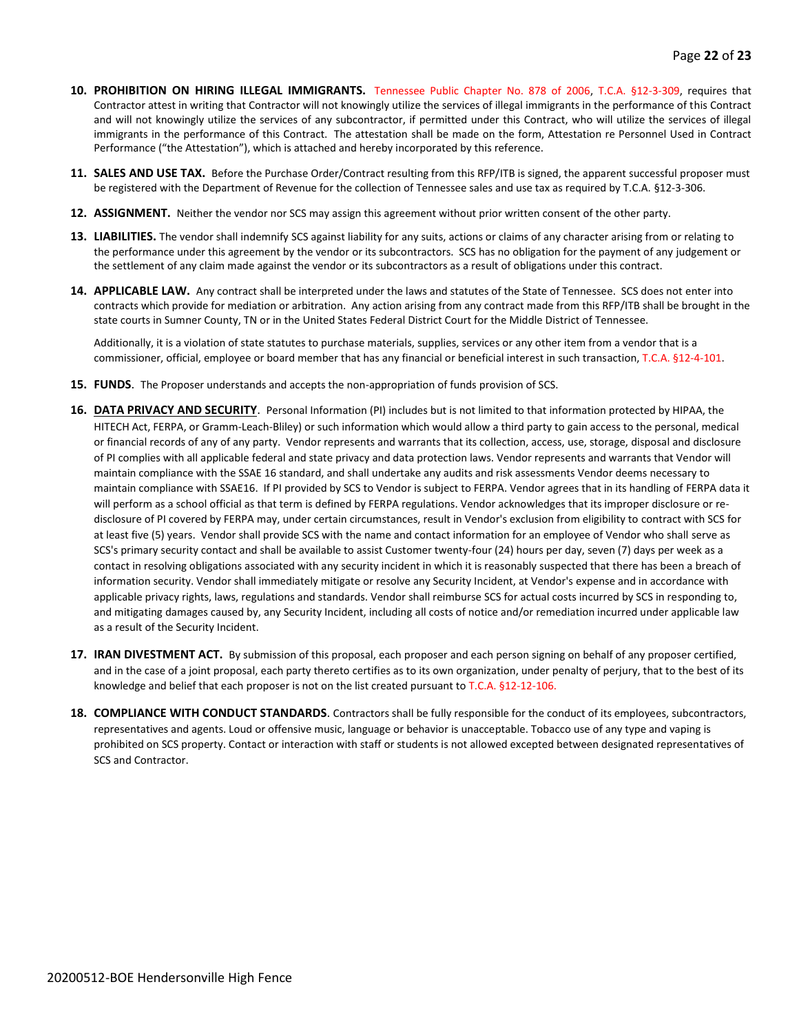10. **PROHIBITION ON HIRING ILLEGAL IMMIGRANTS.** Tennessee Public Chapter No. 878 of 2006, T.C.A. §12-3-309, requires that Contractor attest in writing that Contractor will not knowingly utilize the services of illegal immigrants in the performance of this Contract and will not knowingly utilize the services of any subcontractor, if permitted under this Contract, who will utilize the services of illegal immigrants in the performance of this Contract. The attestation shall be made on the form, Attestation re Personnel Used in Contract Performance ("the Attestation"), which is attached and hereby incorporated by this reference.

11. **SALES AND USE TAX.** Before the Purchase Order/Contract resulting from this RFP/ITB is signed, the apparent successful proposer must be registered with the Department of Revenue for the collection of Tennessee sales and use tax as required by T.C.A. §12-3-306.

12. **ASSIGNMENT.** Neither the vendor nor SCS may assign this agreement without prior written consent of the other party.

13. **LIABILITIES.** The vendor shall indemnify SCS against liability for any suits, actions or claims of any character arising from or relating to the performance under this agreement by the vendor or its subcontractors. SCS has no obligation for the payment of any judgement or the settlement of any claim made against the vendor or its subcontractors as a result of obligations under this contract.

14. **APPLICABLE LAW.** Any contract shall be interpreted under the laws and statutes of the State of Tennessee. SCS does not enter into contracts which provide for mediation or arbitration. Any action arising from any contract made from this RFP/ITB shall be brought in the state courts in Sumner County, TN or in the United States Federal District Court for the Middle District of Tennessee.

    Additionally, it is a violation of state statutes to purchase materials, supplies, services or any other item from a vendor that is a commissioner, official, employee or board member that has any financial or beneficial interest in such transaction, T.C.A. §12-4-101.

15. **FUNDS**. The Proposer understands and accepts the non-appropriation of funds provision of SCS.

16. **DATA PRIVACY AND SECURITY**. Personal Information (PI) includes but is not limited to that information protected by HIPAA, the HITECH Act, FERPA, or Gramm-Leach-Bliley) or such information which would allow a third party to gain access to the personal, medical or financial records of any of any party. Vendor represents and warrants that its collection, access, use, storage, disposal and disclosure of PI complies with all applicable federal and state privacy and data protection laws. Vendor represents and warrants that Vendor will maintain compliance with the SSAE 16 standard, and shall undertake any audits and risk assessments Vendor deems necessary to maintain compliance with SSAE16. If PI provided by SCS to Vendor is subject to FERPA. Vendor agrees that in its handling of FERPA data it will perform as a school official as that term is defined by FERPA regulations. Vendor acknowledges that its improper disclosure or re-disclosure of PI covered by FERPA may, under certain circumstances, result in Vendor's exclusion from eligibility to contract with SCS for at least five (5) years. Vendor shall provide SCS with the name and contact information for an employee of Vendor who shall serve as SCS's primary security contact and shall be available to assist Customer twenty-four (24) hours per day, seven (7) days per week as a contact in resolving obligations associated with any security incident in which it is reasonably suspected that there has been a breach of information security. Vendor shall immediately mitigate or resolve any Security Incident, at Vendor's expense and in accordance with applicable privacy rights, laws, regulations and standards. Vendor shall reimburse SCS for actual costs incurred by SCS in responding to, and mitigating damages caused by, any Security Incident, including all costs of notice and/or remediation incurred under applicable law as a result of the Security Incident.

17. **IRAN DIVESTMENT ACT.** By submission of this proposal, each proposer and each person signing on behalf of any proposer certified, and in the case of a joint proposal, each party thereto certifies as to its own organization, under penalty of perjury, that to the best of its knowledge and belief that each proposer is not on the list created pursuant to T.C.A. §12-12-106.

18. **COMPLIANCE WITH CONDUCT STANDARDS**. Contractors shall be fully responsible for the conduct of its employees, subcontractors, representatives and agents. Loud or offensive music, language or behavior is unacceptable. Tobacco use of any type and vaping is prohibited on SCS property. Contact or interaction with staff or students is not allowed excepted between designated representatives of SCS and Contractor.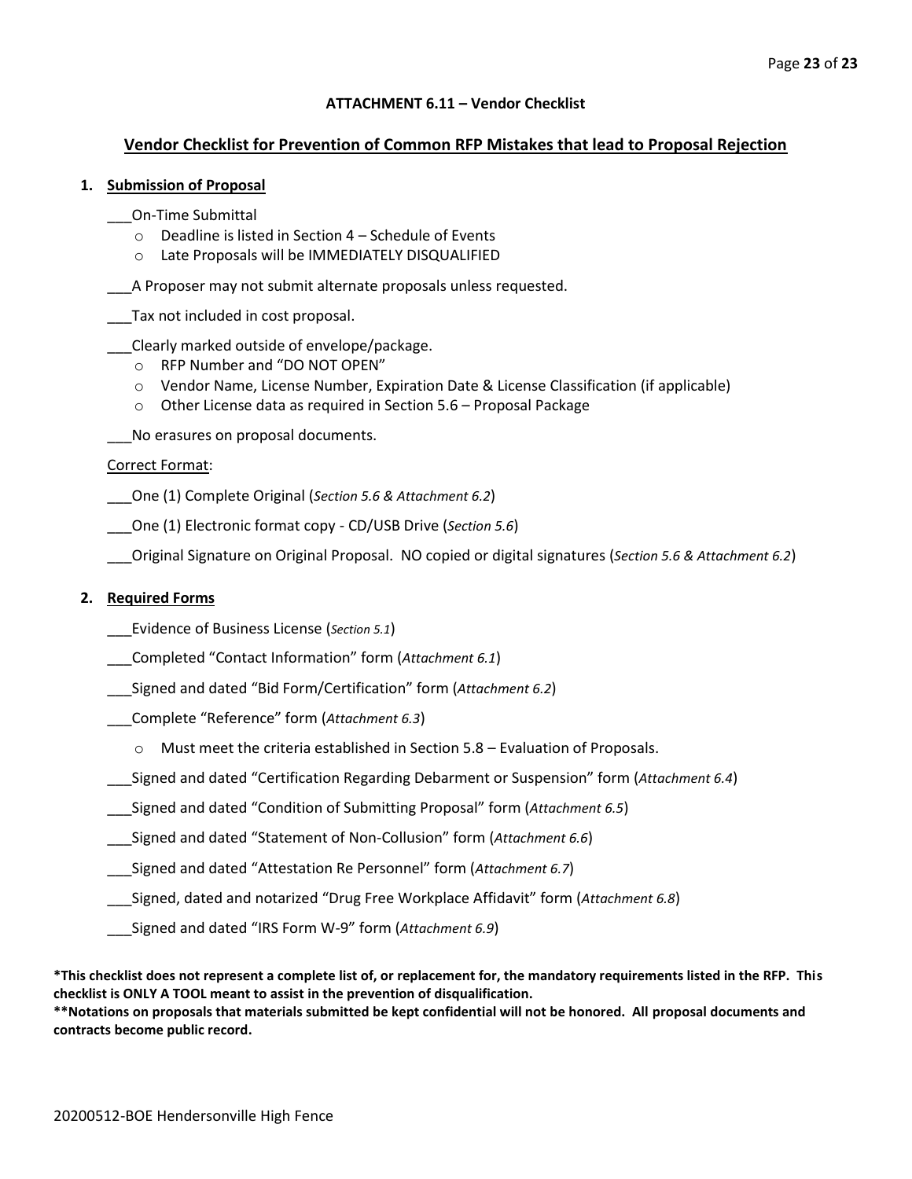**ATTACHMENT 6.11 – Vendor Checklist**

## Vendor Checklist for Prevention of Common RFP Mistakes that lead to Proposal Rejection

1. **Submission of Proposal**

___On-Time Submittal
- Deadline is listed in Section 4 – Schedule of Events
- Late Proposals will be IMMEDIATELY DISQUALIFIED

___A Proposer may not submit alternate proposals unless requested.

___Tax not included in cost proposal.

___Clearly marked outside of envelope/package.
- RFP Number and "DO NOT OPEN"
- Vendor Name, License Number, Expiration Date & License Classification (if applicable)
- Other License data as required in Section 5.6 – Proposal Package

___No erasures on proposal documents.

Correct Format:

___One (1) Complete Original (*Section 5.6 & Attachment 6.2*)

___One (1) Electronic format copy - CD/USB Drive (*Section 5.6*)

___Original Signature on Original Proposal. NO copied or digital signatures (*Section 5.6 & Attachment 6.2*)

2. **Required Forms**

___Evidence of Business License (*Section 5.1*)

___Completed "Contact Information" form (*Attachment 6.1*)

___Signed and dated "Bid Form/Certification" form (*Attachment 6.2*)

___Complete "Reference" form (*Attachment 6.3*)
- Must meet the criteria established in Section 5.8 – Evaluation of Proposals.

___Signed and dated "Certification Regarding Debarment or Suspension" form (*Attachment 6.4*)

___Signed and dated "Condition of Submitting Proposal" form (*Attachment 6.5*)

___Signed and dated "Statement of Non-Collusion" form (*Attachment 6.6*)

___Signed and dated "Attestation Re Personnel" form (*Attachment 6.7*)

___Signed, dated and notarized "Drug Free Workplace Affidavit" form (*Attachment 6.8*)

___Signed and dated "IRS Form W-9" form (*Attachment 6.9*)

**\*This checklist does not represent a complete list of, or replacement for, the mandatory requirements listed in the RFP. This checklist is ONLY A TOOL meant to assist in the prevention of disqualification.**
**\*\*Notations on proposals that materials submitted be kept confidential will not be honored. All proposal documents and contracts become public record.**

20200512-BOE Hendersonville High Fence